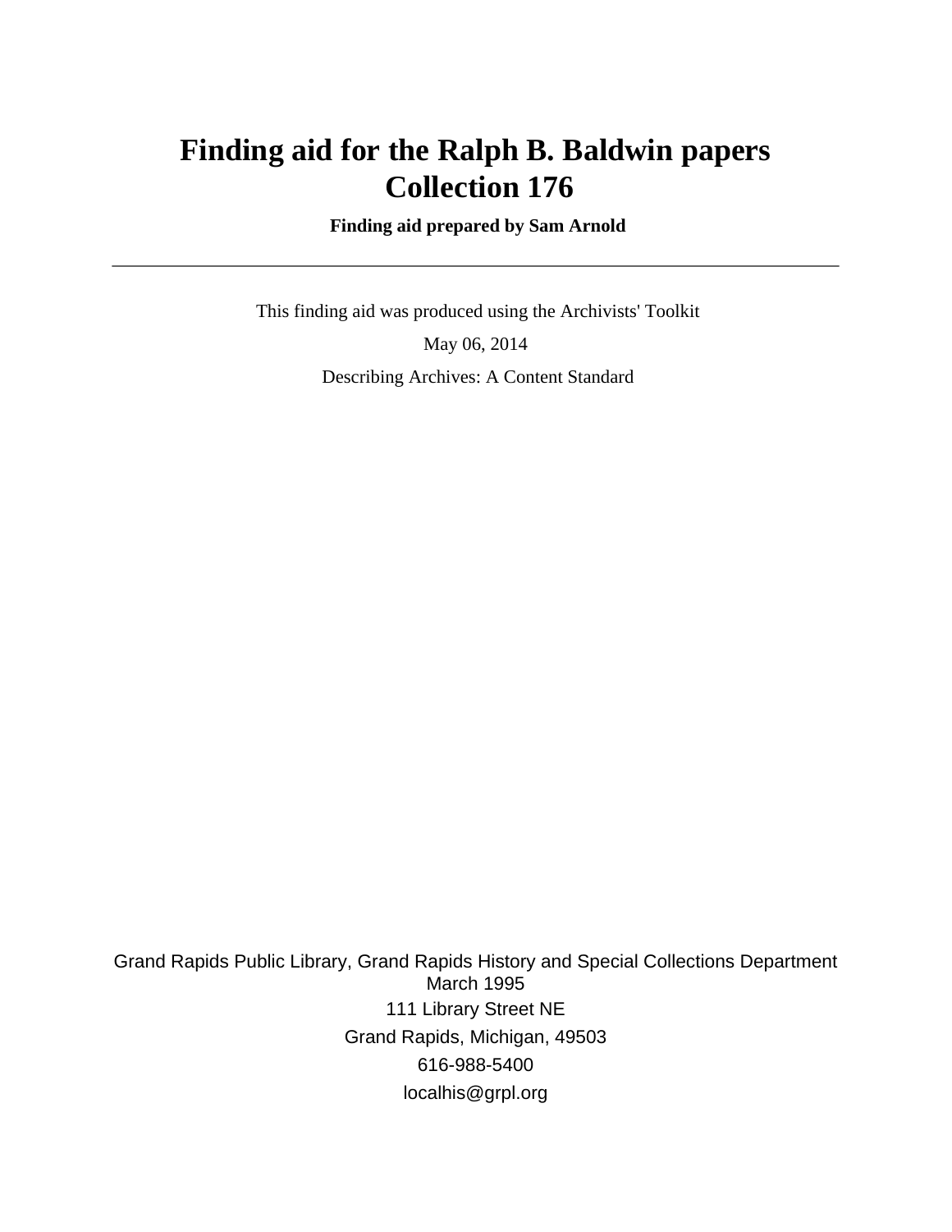# Finding aid for the Ralph B. Baldwin papers Collection 176

**Finding aid prepared by Sam Arnold**

---

This finding aid was produced using the Archivists' Toolkit

May 06, 2014

Describing Archives: A Content Standard

Grand Rapids Public Library, Grand Rapids History and Special Collections Department
March 1995

111 Library Street NE

Grand Rapids, Michigan, 49503

616-988-5400

localhis@grpl.org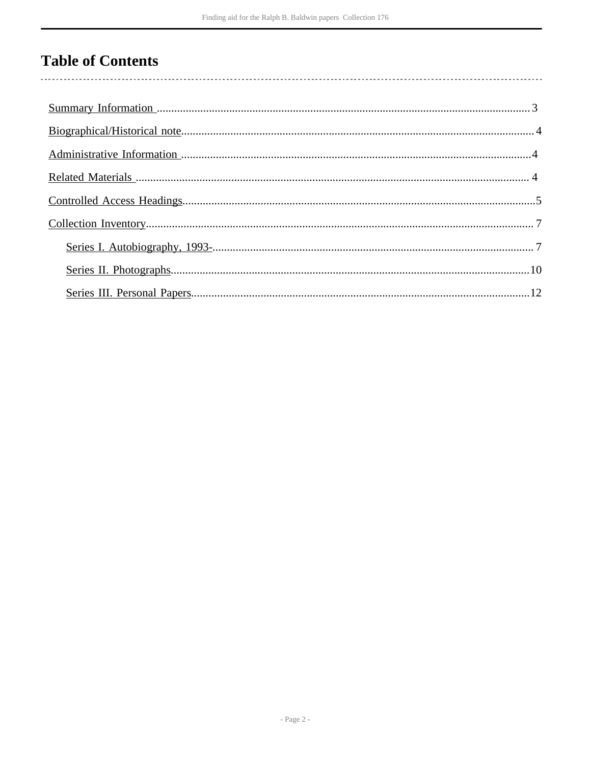# Table of Contents

- Summary Information ........................................................................ 3
- Biographical/Historical note ............................................................. 4
- Administrative Information ............................................................... 4
- Related Materials .............................................................................. 4
- Controlled Access Headings ............................................................... 5
- Collection Inventory .......................................................................... 7
    - Series I. Autobiography, 1993- ..................................................... 7
    - Series II. Photographs ................................................................... 10
    - Series III. Personal Papers ............................................................ 12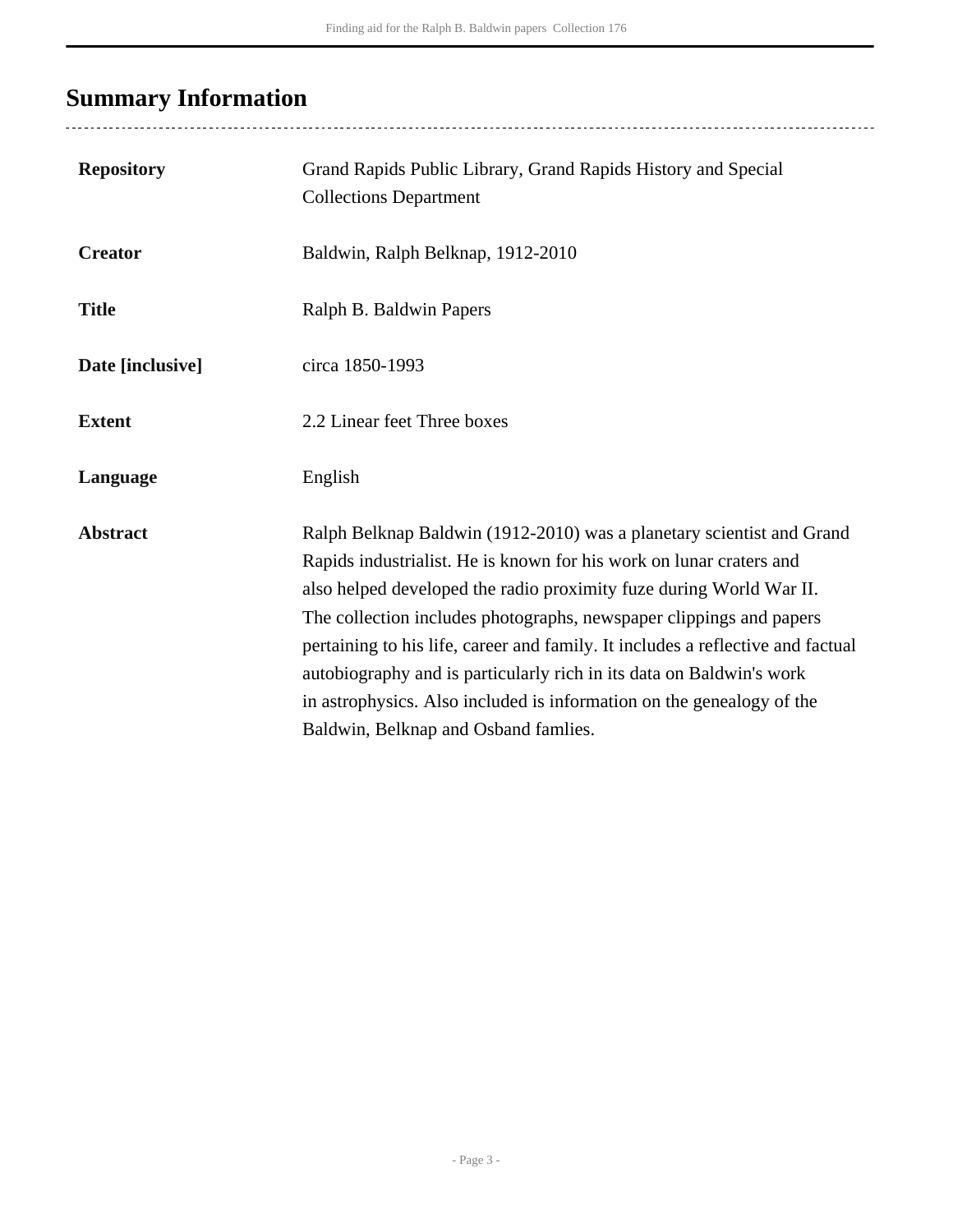## Summary Information

| | |
|---|---|
| **Repository** | Grand Rapids Public Library, Grand Rapids History and Special Collections Department |
| **Creator** | Baldwin, Ralph Belknap, 1912-2010 |
| **Title** | Ralph B. Baldwin Papers |
| **Date [inclusive]** | circa 1850-1993 |
| **Extent** | 2.2 Linear feet Three boxes |
| **Language** | English |
| **Abstract** | Ralph Belknap Baldwin (1912-2010) was a planetary scientist and Grand Rapids industrialist. He is known for his work on lunar craters and also helped developed the radio proximity fuze during World War II. The collection includes photographs, newspaper clippings and papers pertaining to his life, career and family. It includes a reflective and factual autobiography and is particularly rich in its data on Baldwin's work in astrophysics. Also included is information on the genealogy of the Baldwin, Belknap and Osband famlies. |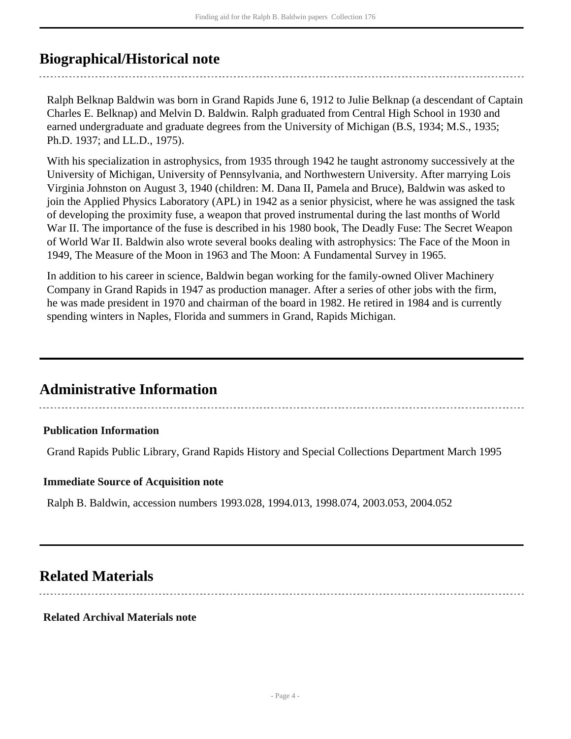## Biographical/Historical note

Ralph Belknap Baldwin was born in Grand Rapids June 6, 1912 to Julie Belknap (a descendant of Captain Charles E. Belknap) and Melvin D. Baldwin. Ralph graduated from Central High School in 1930 and earned undergraduate and graduate degrees from the University of Michigan (B.S, 1934; M.S., 1935; Ph.D. 1937; and LL.D., 1975).

With his specialization in astrophysics, from 1935 through 1942 he taught astronomy successively at the University of Michigan, University of Pennsylvania, and Northwestern University. After marrying Lois Virginia Johnston on August 3, 1940 (children: M. Dana II, Pamela and Bruce), Baldwin was asked to join the Applied Physics Laboratory (APL) in 1942 as a senior physicist, where he was assigned the task of developing the proximity fuse, a weapon that proved instrumental during the last months of World War II. The importance of the fuse is described in his 1980 book, The Deadly Fuse: The Secret Weapon of World War II. Baldwin also wrote several books dealing with astrophysics: The Face of the Moon in 1949, The Measure of the Moon in 1963 and The Moon: A Fundamental Survey in 1965.

In addition to his career in science, Baldwin began working for the family-owned Oliver Machinery Company in Grand Rapids in 1947 as production manager. After a series of other jobs with the firm, he was made president in 1970 and chairman of the board in 1982. He retired in 1984 and is currently spending winters in Naples, Florida and summers in Grand, Rapids Michigan.

## Administrative Information

### Publication Information

Grand Rapids Public Library, Grand Rapids History and Special Collections Department March 1995

### Immediate Source of Acquisition note

Ralph B. Baldwin, accession numbers 1993.028, 1994.013, 1998.074, 2003.053, 2004.052

## Related Materials

### Related Archival Materials note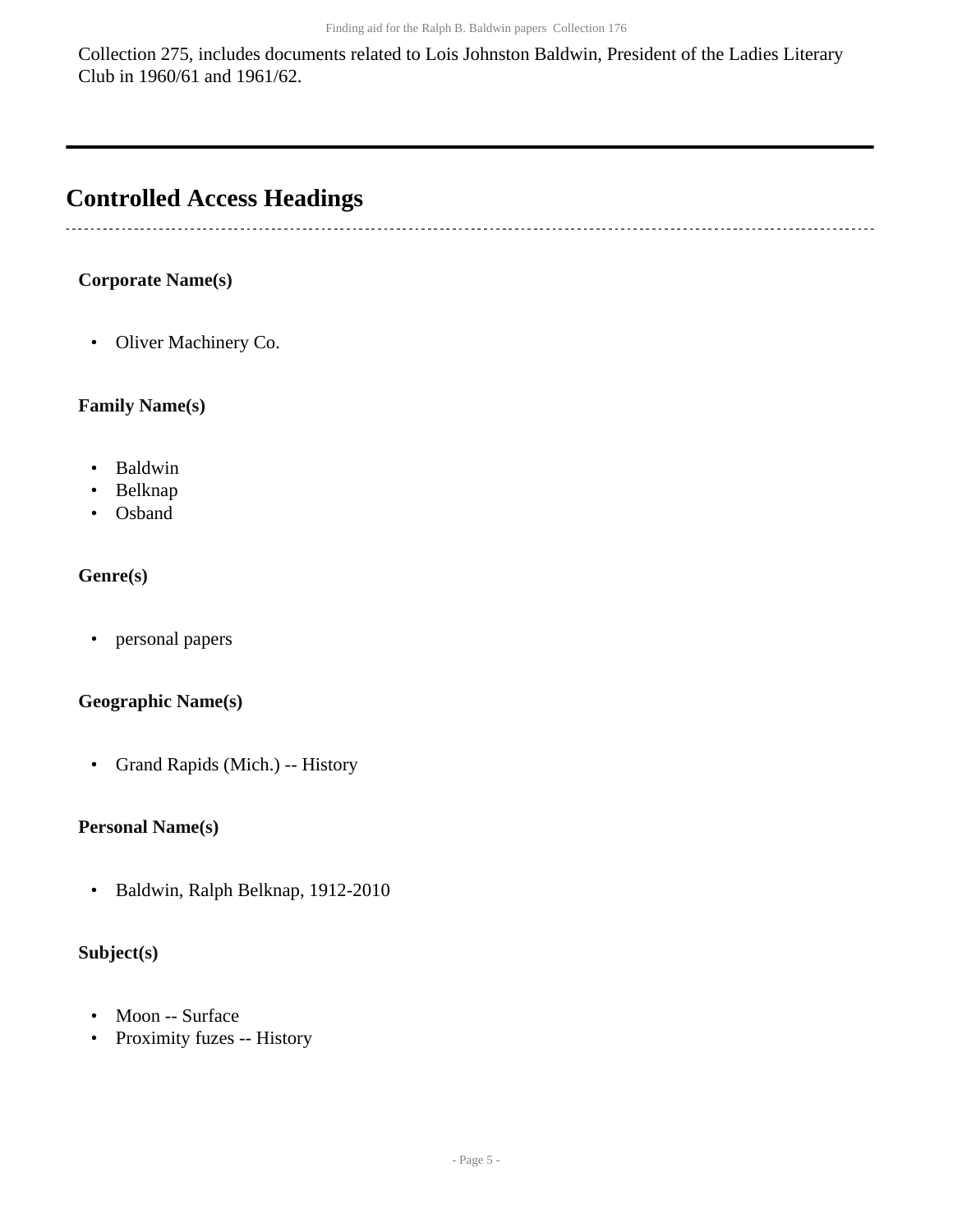Collection 275, includes documents related to Lois Johnston Baldwin, President of the Ladies Literary Club in 1960/61 and 1961/62.

---

## Controlled Access Headings

### Corporate Name(s)

- Oliver Machinery Co.

### Family Name(s)

- Baldwin
- Belknap
- Osband

### Genre(s)

- personal papers

### Geographic Name(s)

- Grand Rapids (Mich.) -- History

### Personal Name(s)

- Baldwin, Ralph Belknap, 1912-2010

### Subject(s)

- Moon -- Surface
- Proximity fuzes -- History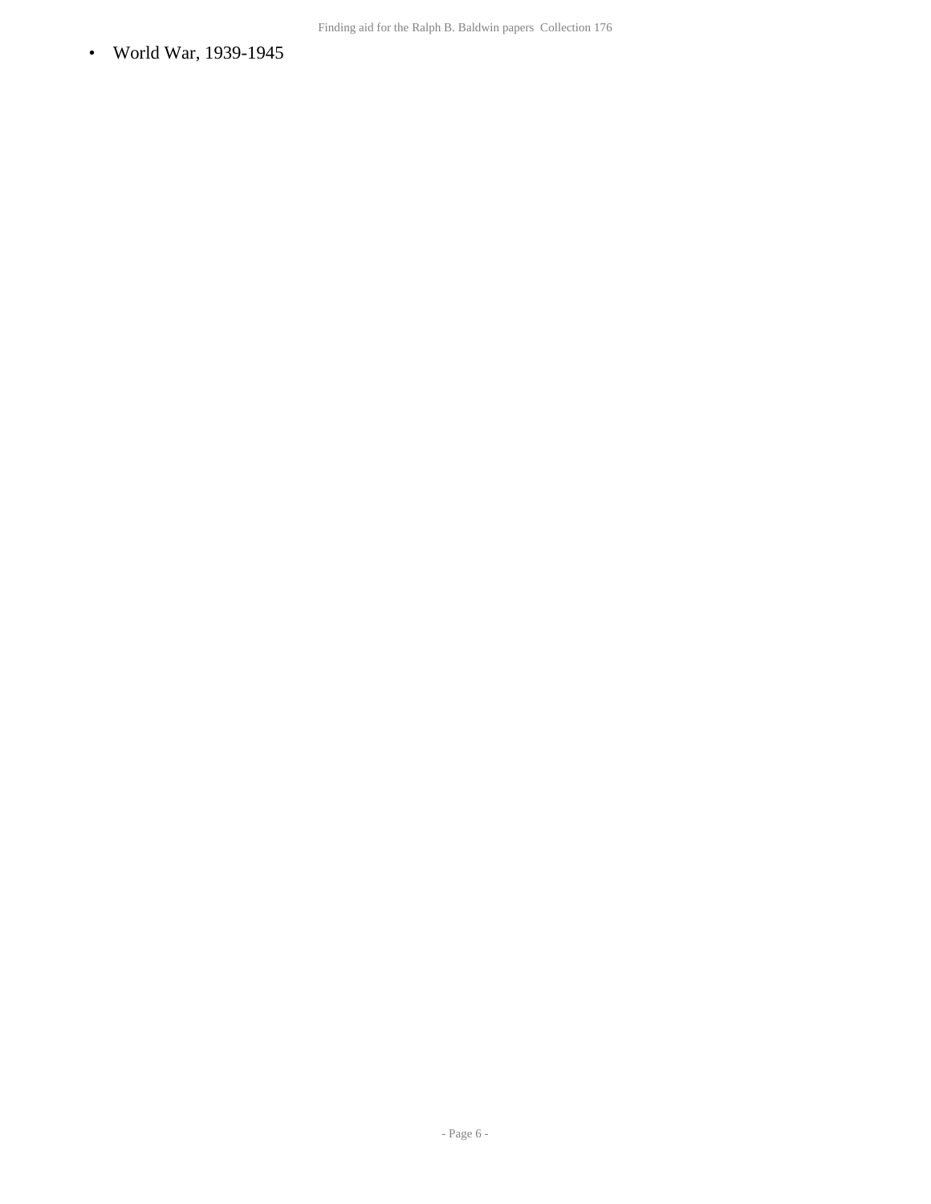- World War, 1939-1945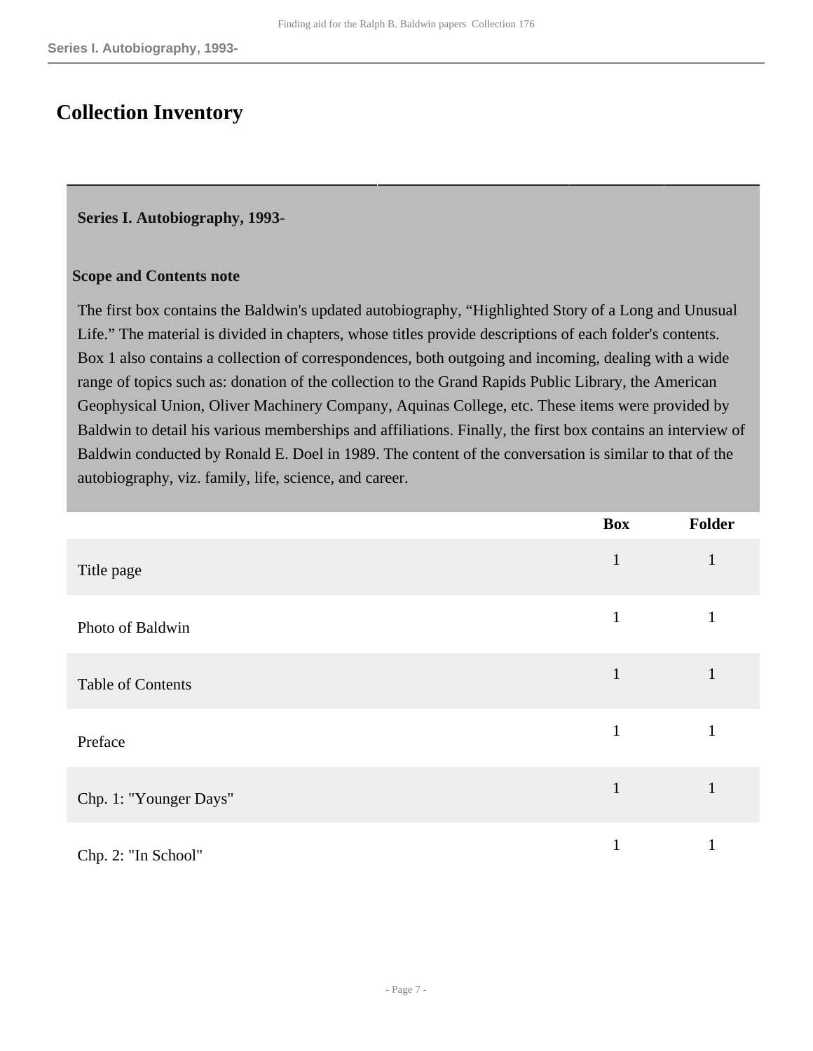## Collection Inventory

### Series I. Autobiography, 1993-

**Scope and Contents note**

The first box contains the Baldwin's updated autobiography, “Highlighted Story of a Long and Unusual Life.” The material is divided in chapters, whose titles provide descriptions of each folder's contents. Box 1 also contains a collection of correspondences, both outgoing and incoming, dealing with a wide range of topics such as: donation of the collection to the Grand Rapids Public Library, the American Geophysical Union, Oliver Machinery Company, Aquinas College, etc. These items were provided by Baldwin to detail his various memberships and affiliations. Finally, the first box contains an interview of Baldwin conducted by Ronald E. Doel in 1989. The content of the conversation is similar to that of the autobiography, viz. family, life, science, and career.

| | Box | Folder |
|---|---|---|
| Title page | 1 | 1 |
| Photo of Baldwin | 1 | 1 |
| Table of Contents | 1 | 1 |
| Preface | 1 | 1 |
| Chp. 1: "Younger Days" | 1 | 1 |
| Chp. 2: "In School" | 1 | 1 |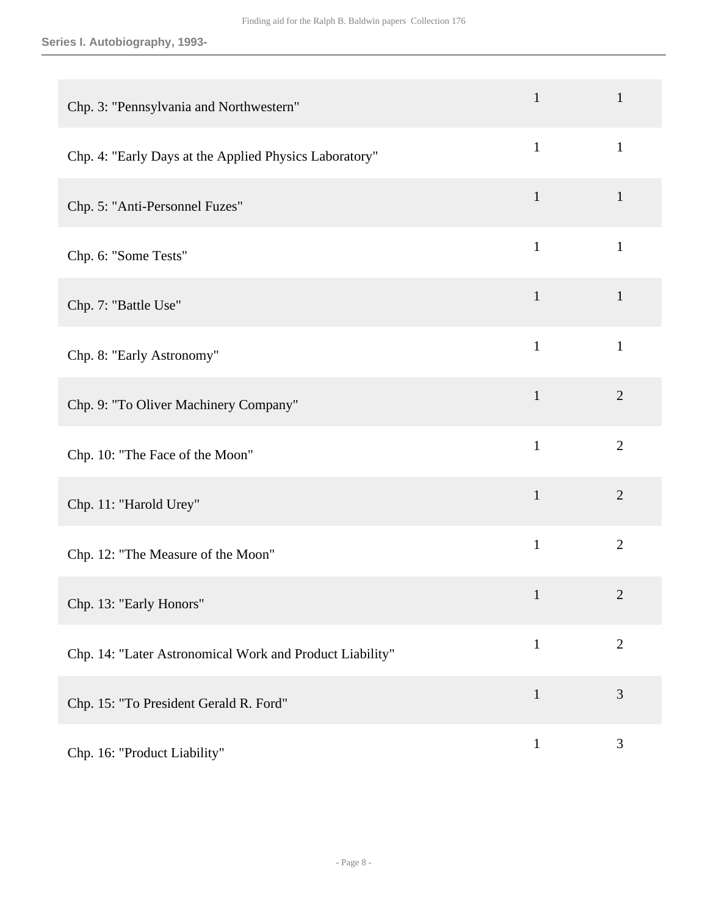| | | |
|---|---|---|
| Chp. 3: "Pennsylvania and Northwestern" | 1 | 1 |
| Chp. 4: "Early Days at the Applied Physics Laboratory" | 1 | 1 |
| Chp. 5: "Anti-Personnel Fuzes" | 1 | 1 |
| Chp. 6: "Some Tests" | 1 | 1 |
| Chp. 7: "Battle Use" | 1 | 1 |
| Chp. 8: "Early Astronomy" | 1 | 1 |
| Chp. 9: "To Oliver Machinery Company" | 1 | 2 |
| Chp. 10: "The Face of the Moon" | 1 | 2 |
| Chp. 11: "Harold Urey" | 1 | 2 |
| Chp. 12: "The Measure of the Moon" | 1 | 2 |
| Chp. 13: "Early Honors" | 1 | 2 |
| Chp. 14: "Later Astronomical Work and Product Liability" | 1 | 2 |
| Chp. 15: "To President Gerald R. Ford" | 1 | 3 |
| Chp. 16: "Product Liability" | 1 | 3 |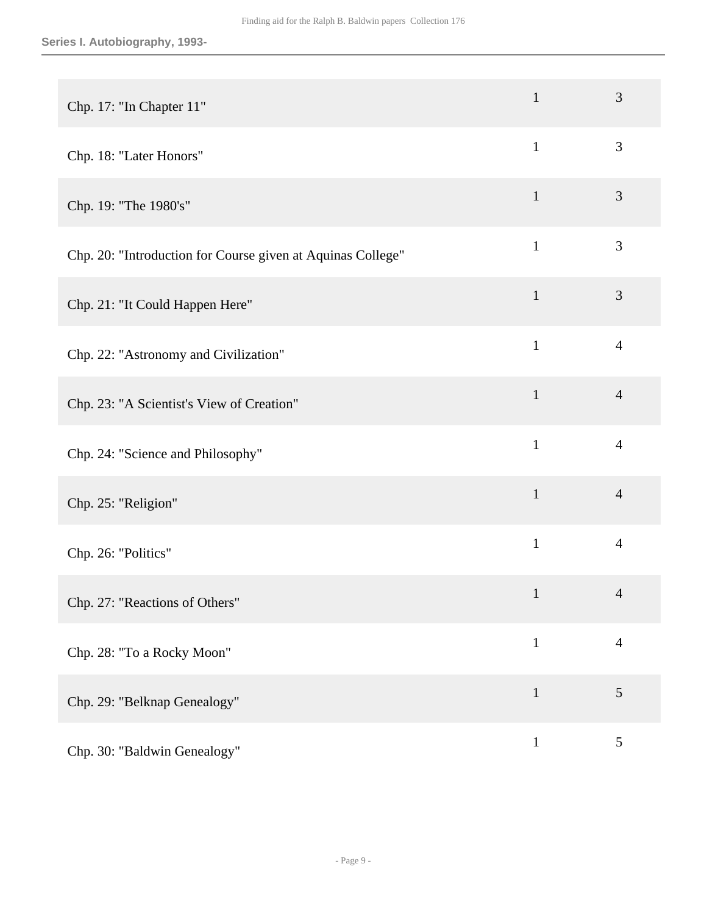| | | |
|---|---|---|
| Chp. 17: "In Chapter 11" | 1 | 3 |
| Chp. 18: "Later Honors" | 1 | 3 |
| Chp. 19: "The 1980's" | 1 | 3 |
| Chp. 20: "Introduction for Course given at Aquinas College" | 1 | 3 |
| Chp. 21: "It Could Happen Here" | 1 | 3 |
| Chp. 22: "Astronomy and Civilization" | 1 | 4 |
| Chp. 23: "A Scientist's View of Creation" | 1 | 4 |
| Chp. 24: "Science and Philosophy" | 1 | 4 |
| Chp. 25: "Religion" | 1 | 4 |
| Chp. 26: "Politics" | 1 | 4 |
| Chp. 27: "Reactions of Others" | 1 | 4 |
| Chp. 28: "To a Rocky Moon" | 1 | 4 |
| Chp. 29: "Belknap Genealogy" | 1 | 5 |
| Chp. 30: "Baldwin Genealogy" | 1 | 5 |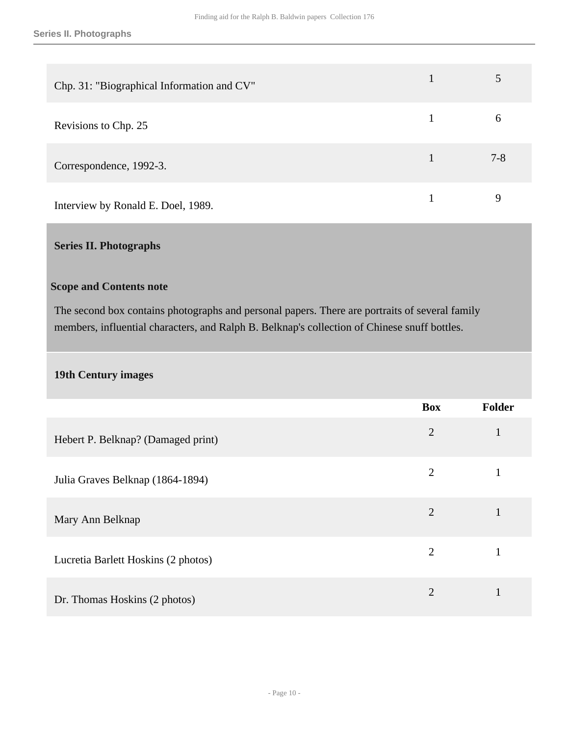| | Box | Folder |
|---|---|---|
| Chp. 31: "Biographical Information and CV" | 1 | 5 |
| Revisions to Chp. 25 | 1 | 6 |
| Correspondence, 1992-3. | 1 | 7-8 |
| Interview by Ronald E. Doel, 1989. | 1 | 9 |

## Series II. Photographs

### Scope and Contents note

The second box contains photographs and personal papers. There are portraits of several family members, influential characters, and Ralph B. Belknap's collection of Chinese snuff bottles.

### 19th Century images

| | Box | Folder |
|---|---|---|
| Hebert P. Belknap? (Damaged print) | 2 | 1 |
| Julia Graves Belknap (1864-1894) | 2 | 1 |
| Mary Ann Belknap | 2 | 1 |
| Lucretia Barlett Hoskins (2 photos) | 2 | 1 |
| Dr. Thomas Hoskins (2 photos) | 2 | 1 |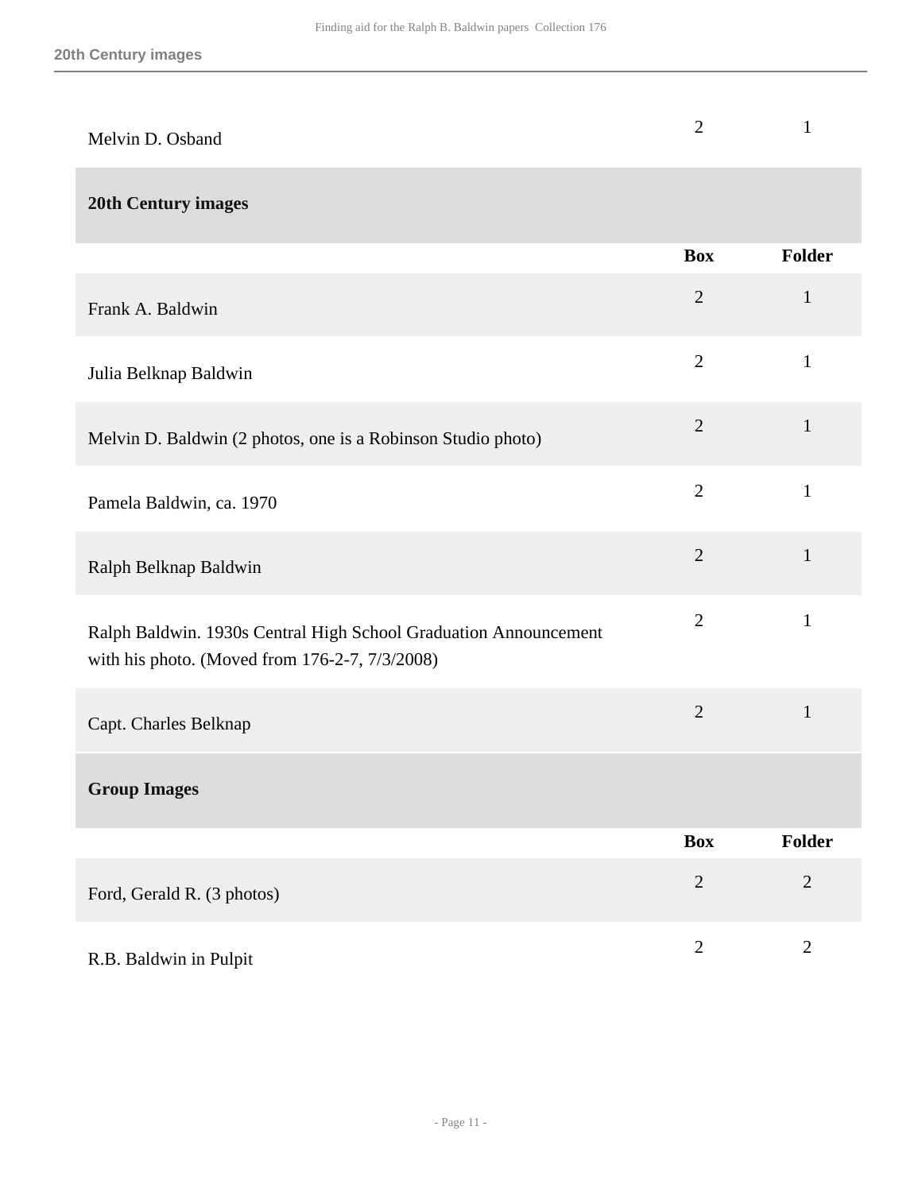| | Box | Folder |
|---|---|---|
| Melvin D. Osband | 2 | 1 |

## 20th Century images

| | Box | Folder |
|---|---|---|
| Frank A. Baldwin | 2 | 1 |
| Julia Belknap Baldwin | 2 | 1 |
| Melvin D. Baldwin (2 photos, one is a Robinson Studio photo) | 2 | 1 |
| Pamela Baldwin, ca. 1970 | 2 | 1 |
| Ralph Belknap Baldwin | 2 | 1 |
| Ralph Baldwin. 1930s Central High School Graduation Announcement with his photo. (Moved from 176-2-7, 7/3/2008) | 2 | 1 |
| Capt. Charles Belknap | 2 | 1 |

## Group Images

| | Box | Folder |
|---|---|---|
| Ford, Gerald R. (3 photos) | 2 | 2 |
| R.B. Baldwin in Pulpit | 2 | 2 |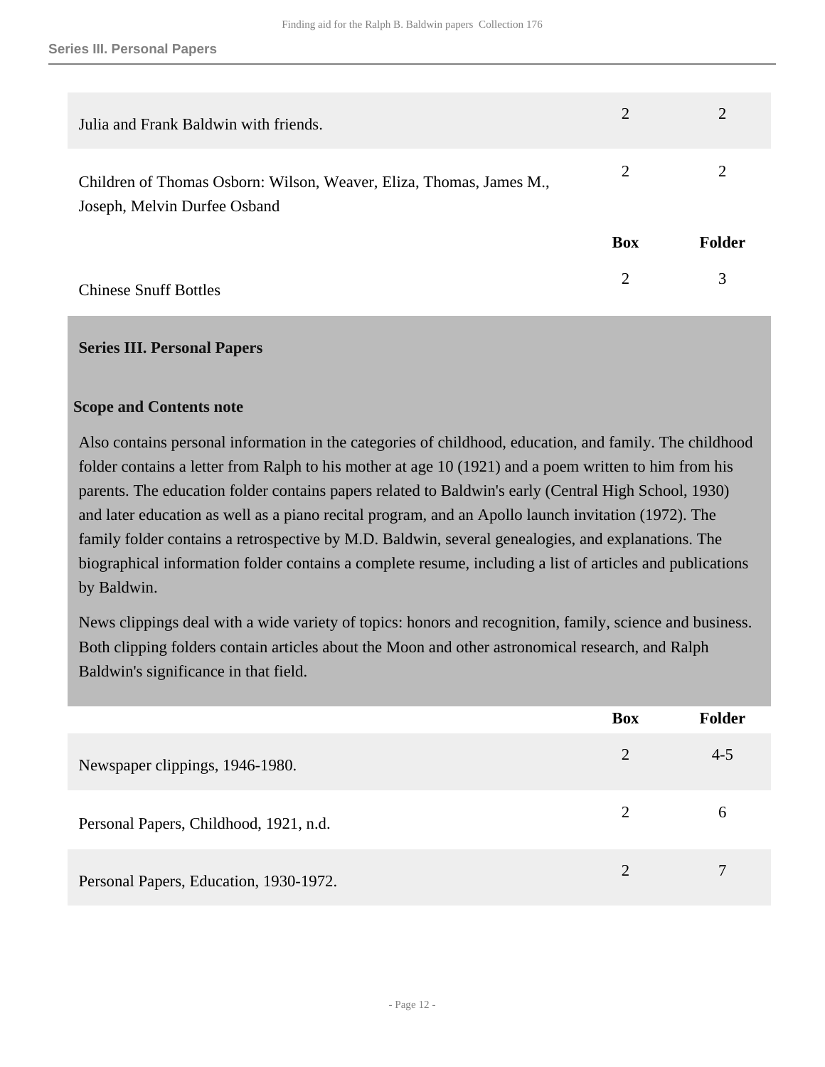| | Box | Folder |
|---|---|---|
| Julia and Frank Baldwin with friends. | 2 | 2 |
| Children of Thomas Osborn: Wilson, Weaver, Eliza, Thomas, James M., Joseph, Melvin Durfee Osband | 2 | 2 |

| | Box | Folder |
|---|---|---|
| Chinese Snuff Bottles | 2 | 3 |

## Series III. Personal Papers

### Scope and Contents note

Also contains personal information in the categories of childhood, education, and family. The childhood folder contains a letter from Ralph to his mother at age 10 (1921) and a poem written to him from his parents. The education folder contains papers related to Baldwin's early (Central High School, 1930) and later education as well as a piano recital program, and an Apollo launch invitation (1972). The family folder contains a retrospective by M.D. Baldwin, several genealogies, and explanations. The biographical information folder contains a complete resume, including a list of articles and publications by Baldwin.

News clippings deal with a wide variety of topics: honors and recognition, family, science and business. Both clipping folders contain articles about the Moon and other astronomical research, and Ralph Baldwin's significance in that field.

| | Box | Folder |
|---|---|---|
| Newspaper clippings, 1946-1980. | 2 | 4-5 |
| Personal Papers, Childhood, 1921, n.d. | 2 | 6 |
| Personal Papers, Education, 1930-1972. | 2 | 7 |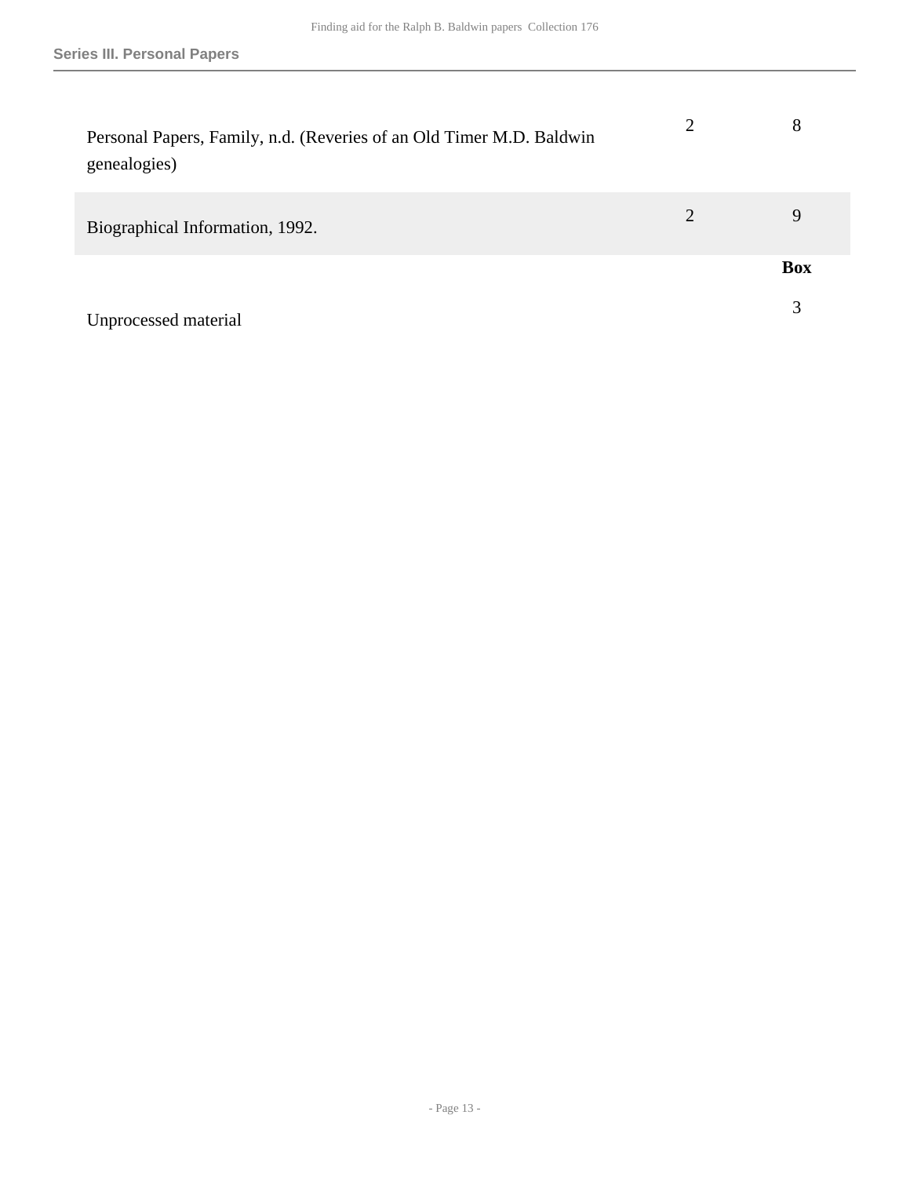| | | |
|---|---|---|
| Personal Papers, Family, n.d. (Reveries of an Old Timer M.D. Baldwin genealogies) | 2 | 8 |
| Biographical Information, 1992. | 2 | 9 |

| | Box |
|---|---|
| Unprocessed material | 3 |